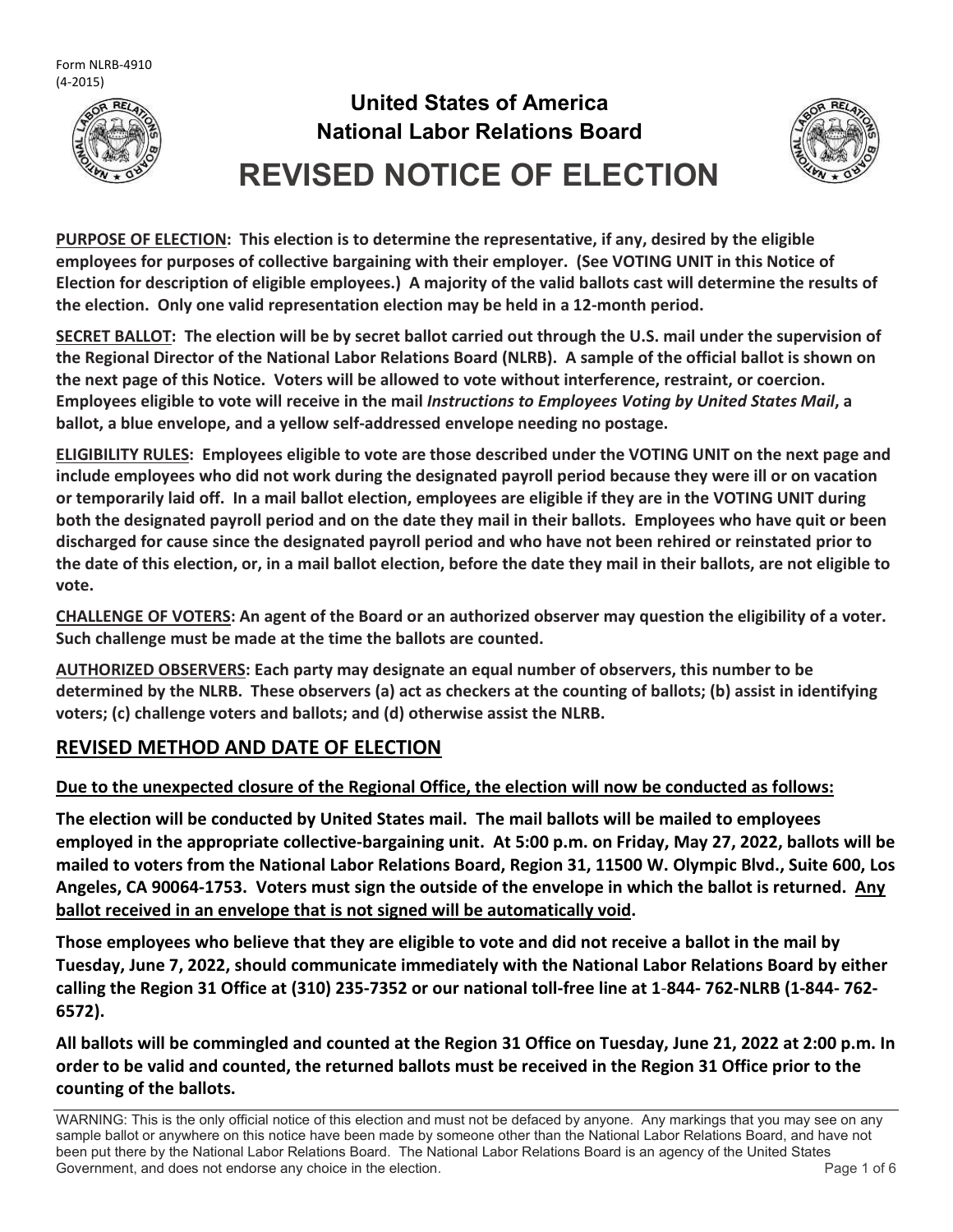Form NLRB-4910
(4-2015)

# United States of America
# National Labor Relations Board

# REVISED NOTICE OF ELECTION

**PURPOSE OF ELECTION: This election is to determine the representative, if any, desired by the eligible employees for purposes of collective bargaining with their employer. (See VOTING UNIT in this Notice of Election for description of eligible employees.) A majority of the valid ballots cast will determine the results of the election. Only one valid representation election may be held in a 12-month period.**

**SECRET BALLOT: The election will be by secret ballot carried out through the U.S. mail under the supervision of the Regional Director of the National Labor Relations Board (NLRB). A sample of the official ballot is shown on the next page of this Notice. Voters will be allowed to vote without interference, restraint, or coercion. Employees eligible to vote will receive in the mail *Instructions to Employees Voting by United States Mail*, a ballot, a blue envelope, and a yellow self-addressed envelope needing no postage.**

**ELIGIBILITY RULES: Employees eligible to vote are those described under the VOTING UNIT on the next page and include employees who did not work during the designated payroll period because they were ill or on vacation or temporarily laid off. In a mail ballot election, employees are eligible if they are in the VOTING UNIT during both the designated payroll period and on the date they mail in their ballots. Employees who have quit or been discharged for cause since the designated payroll period and who have not been rehired or reinstated prior to the date of this election, or, in a mail ballot election, before the date they mail in their ballots, are not eligible to vote.**

**CHALLENGE OF VOTERS: An agent of the Board or an authorized observer may question the eligibility of a voter. Such challenge must be made at the time the ballots are counted.**

**AUTHORIZED OBSERVERS: Each party may designate an equal number of observers, this number to be determined by the NLRB. These observers (a) act as checkers at the counting of ballots; (b) assist in identifying voters; (c) challenge voters and ballots; and (d) otherwise assist the NLRB.**

## REVISED METHOD AND DATE OF ELECTION

**Due to the unexpected closure of the Regional Office, the election will now be conducted as follows:**

**The election will be conducted by United States mail. The mail ballots will be mailed to employees employed in the appropriate collective-bargaining unit. At 5:00 p.m. on Friday, May 27, 2022, ballots will be mailed to voters from the National Labor Relations Board, Region 31, 11500 W. Olympic Blvd., Suite 600, Los Angeles, CA 90064-1753. Voters must sign the outside of the envelope in which the ballot is returned. Any ballot received in an envelope that is not signed will be automatically void.**

**Those employees who believe that they are eligible to vote and did not receive a ballot in the mail by Tuesday, June 7, 2022, should communicate immediately with the National Labor Relations Board by either calling the Region 31 Office at (310) 235-7352 or our national toll-free line at 1-844- 762-NLRB (1-844- 762-6572).**

**All ballots will be commingled and counted at the Region 31 Office on Tuesday, June 21, 2022 at 2:00 p.m. In order to be valid and counted, the returned ballots must be received in the Region 31 Office prior to the counting of the ballots.**

WARNING: This is the only official notice of this election and must not be defaced by anyone. Any markings that you may see on any sample ballot or anywhere on this notice have been made by someone other than the National Labor Relations Board, and have not been put there by the National Labor Relations Board. The National Labor Relations Board is an agency of the United States Government, and does not endorse any choice in the election.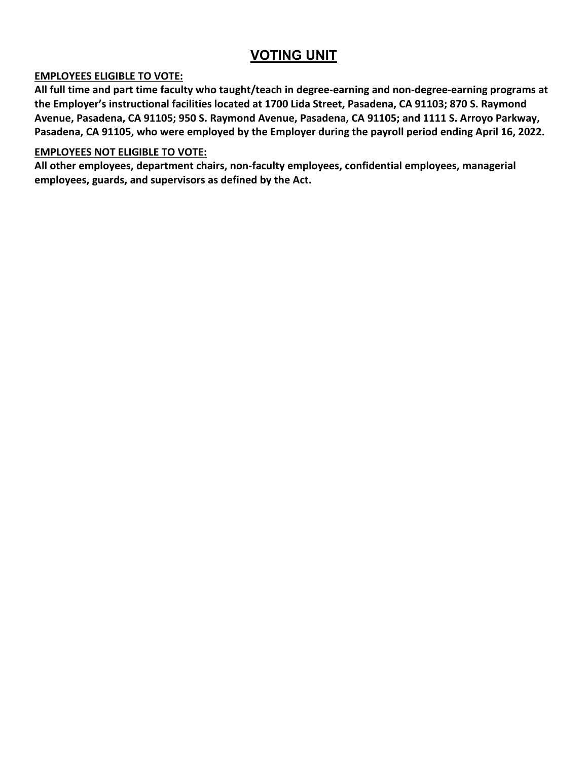# VOTING UNIT

**EMPLOYEES ELIGIBLE TO VOTE:**

**All full time and part time faculty who taught/teach in degree-earning and non-degree-earning programs at the Employer's instructional facilities located at 1700 Lida Street, Pasadena, CA 91103; 870 S. Raymond Avenue, Pasadena, CA 91105; 950 S. Raymond Avenue, Pasadena, CA 91105; and 1111 S. Arroyo Parkway, Pasadena, CA 91105, who were employed by the Employer during the payroll period ending April 16, 2022.**

**EMPLOYEES NOT ELIGIBLE TO VOTE:**

**All other employees, department chairs, non-faculty employees, confidential employees, managerial employees, guards, and supervisors as defined by the Act.**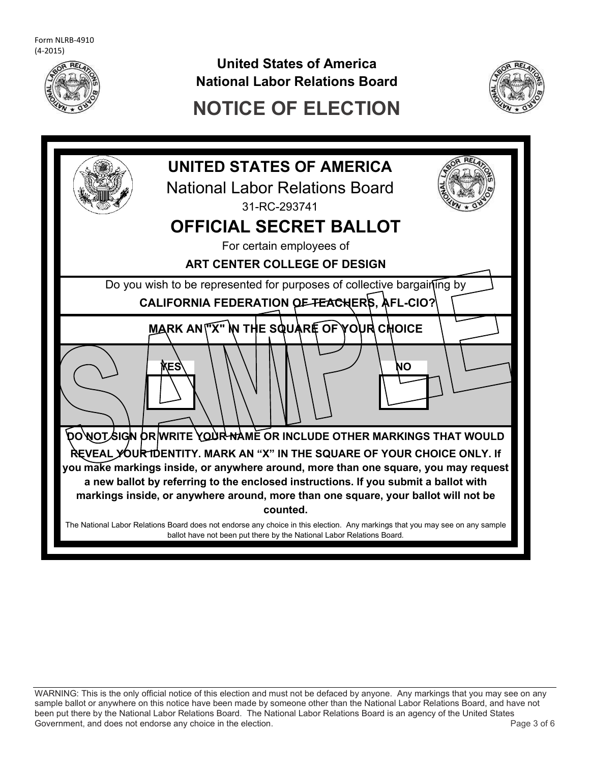Form NLRB-4910
(4-2015)

# United States of America
# National Labor Relations Board
# NOTICE OF ELECTION

## UNITED STATES OF AMERICA

National Labor Relations Board

31-RC-293741

## OFFICIAL SECRET BALLOT

For certain employees of

**ART CENTER COLLEGE OF DESIGN**

Do you wish to be represented for purposes of collective bargaining by

**CALIFORNIA FEDERATION OF TEACHERS, AFL-CIO?**

**MARK AN "X" IN THE SQUARE OF YOUR CHOICE**

| YES | NO |
| --- | --- |
| ☐ | ☐ |

SAMPLE

**DO NOT SIGN OR WRITE YOUR NAME OR INCLUDE OTHER MARKINGS THAT WOULD REVEAL YOUR IDENTITY. MARK AN "X" IN THE SQUARE OF YOUR CHOICE ONLY. If you make markings inside, or anywhere around, more than one square, you may request a new ballot by referring to the enclosed instructions. If you submit a ballot with markings inside, or anywhere around, more than one square, your ballot will not be counted.**

The National Labor Relations Board does not endorse any choice in this election. Any markings that you may see on any sample ballot have not been put there by the National Labor Relations Board.

WARNING: This is the only official notice of this election and must not be defaced by anyone. Any markings that you may see on any sample ballot or anywhere on this notice have been made by someone other than the National Labor Relations Board, and have not been put there by the National Labor Relations Board. The National Labor Relations Board is an agency of the United States Government, and does not endorse any choice in the election.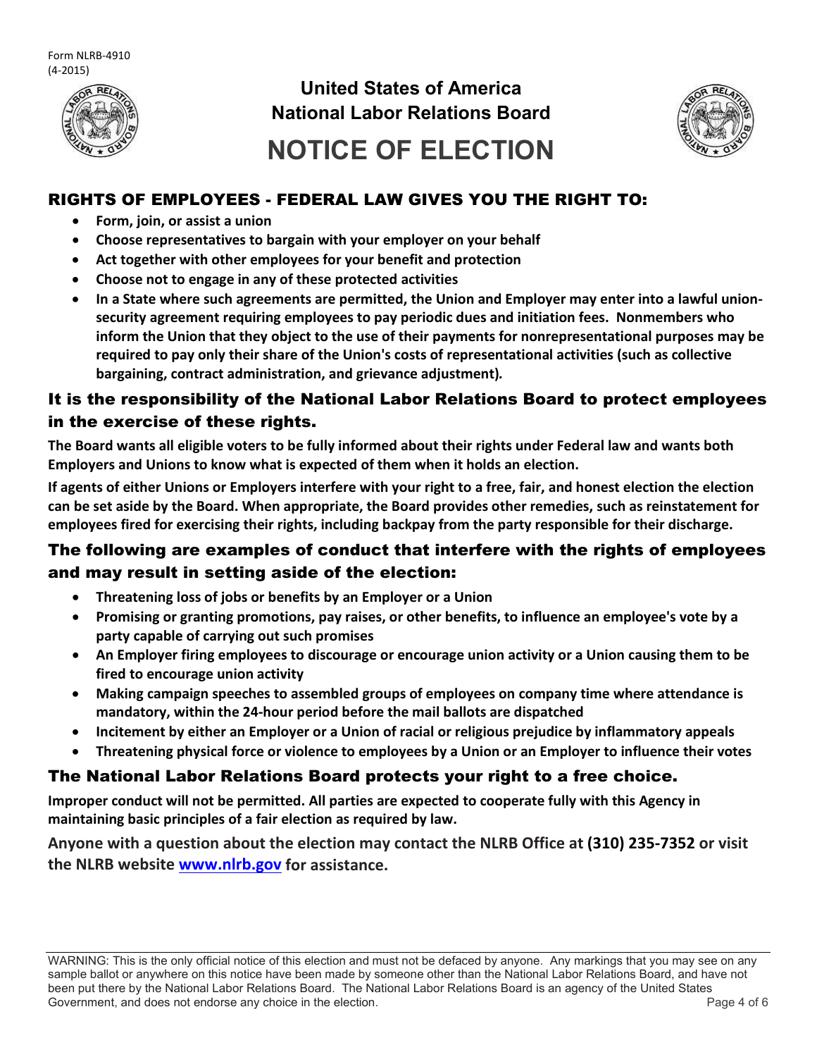Form NLRB-4910
(4-2015)

# United States of America
# National Labor Relations Board
# NOTICE OF ELECTION

## RIGHTS OF EMPLOYEES - FEDERAL LAW GIVES YOU THE RIGHT TO:

- **Form, join, or assist a union**
- **Choose representatives to bargain with your employer on your behalf**
- **Act together with other employees for your benefit and protection**
- **Choose not to engage in any of these protected activities**
- **In a State where such agreements are permitted, the Union and Employer may enter into a lawful union-security agreement requiring employees to pay periodic dues and initiation fees. Nonmembers who inform the Union that they object to the use of their payments for nonrepresentational purposes may be required to pay only their share of the Union's costs of representational activities (such as collective bargaining, contract administration, and grievance adjustment).**

## It is the responsibility of the National Labor Relations Board to protect employees in the exercise of these rights.

**The Board wants all eligible voters to be fully informed about their rights under Federal law and wants both Employers and Unions to know what is expected of them when it holds an election.**

**If agents of either Unions or Employers interfere with your right to a free, fair, and honest election the election can be set aside by the Board. When appropriate, the Board provides other remedies, such as reinstatement for employees fired for exercising their rights, including backpay from the party responsible for their discharge.**

## The following are examples of conduct that interfere with the rights of employees and may result in setting aside of the election:

- **Threatening loss of jobs or benefits by an Employer or a Union**
- **Promising or granting promotions, pay raises, or other benefits, to influence an employee's vote by a party capable of carrying out such promises**
- **An Employer firing employees to discourage or encourage union activity or a Union causing them to be fired to encourage union activity**
- **Making campaign speeches to assembled groups of employees on company time where attendance is mandatory, within the 24-hour period before the mail ballots are dispatched**
- **Incitement by either an Employer or a Union of racial or religious prejudice by inflammatory appeals**
- **Threatening physical force or violence to employees by a Union or an Employer to influence their votes**

## The National Labor Relations Board protects your right to a free choice.

**Improper conduct will not be permitted. All parties are expected to cooperate fully with this Agency in maintaining basic principles of a fair election as required by law.**

**Anyone with a question about the election may contact the NLRB Office at (310) 235-7352 or visit the NLRB website [www.nlrb.gov](http://www.nlrb.gov) for assistance.**

WARNING: This is the only official notice of this election and must not be defaced by anyone. Any markings that you may see on any sample ballot or anywhere on this notice have been made by someone other than the National Labor Relations Board, and have not been put there by the National Labor Relations Board. The National Labor Relations Board is an agency of the United States Government, and does not endorse any choice in the election.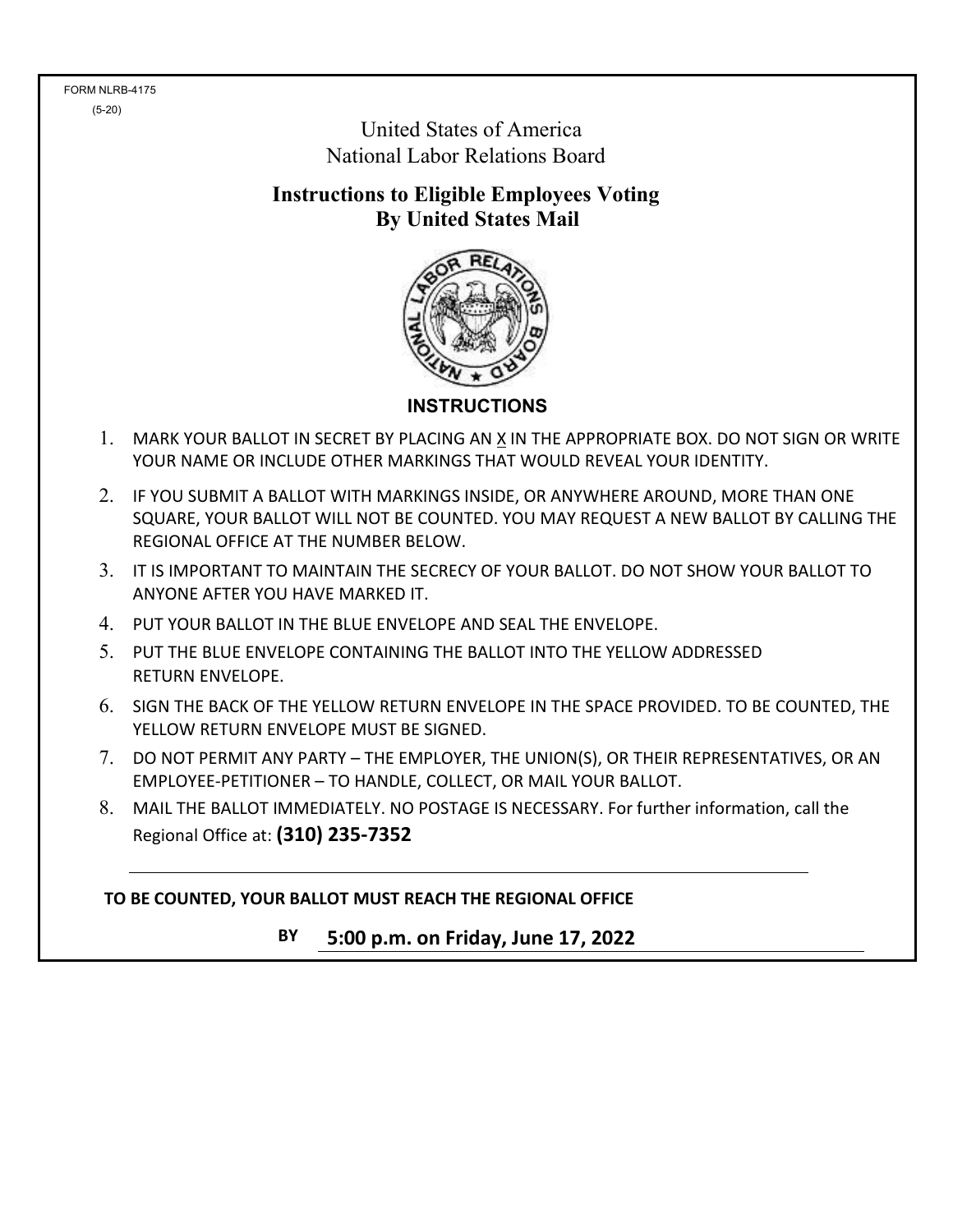FORM NLRB-4175
(5-20)

United States of America
National Labor Relations Board

## Instructions to Eligible Employees Voting By United States Mail

### INSTRUCTIONS

1. MARK YOUR BALLOT IN SECRET BY PLACING AN X IN THE APPROPRIATE BOX. DO NOT SIGN OR WRITE YOUR NAME OR INCLUDE OTHER MARKINGS THAT WOULD REVEAL YOUR IDENTITY.
2. IF YOU SUBMIT A BALLOT WITH MARKINGS INSIDE, OR ANYWHERE AROUND, MORE THAN ONE SQUARE, YOUR BALLOT WILL NOT BE COUNTED. YOU MAY REQUEST A NEW BALLOT BY CALLING THE REGIONAL OFFICE AT THE NUMBER BELOW.
3. IT IS IMPORTANT TO MAINTAIN THE SECRECY OF YOUR BALLOT. DO NOT SHOW YOUR BALLOT TO ANYONE AFTER YOU HAVE MARKED IT.
4. PUT YOUR BALLOT IN THE BLUE ENVELOPE AND SEAL THE ENVELOPE.
5. PUT THE BLUE ENVELOPE CONTAINING THE BALLOT INTO THE YELLOW ADDRESSED RETURN ENVELOPE.
6. SIGN THE BACK OF THE YELLOW RETURN ENVELOPE IN THE SPACE PROVIDED. TO BE COUNTED, THE YELLOW RETURN ENVELOPE MUST BE SIGNED.
7. DO NOT PERMIT ANY PARTY – THE EMPLOYER, THE UNION(S), OR THEIR REPRESENTATIVES, OR AN EMPLOYEE-PETITIONER – TO HANDLE, COLLECT, OR MAIL YOUR BALLOT.
8. MAIL THE BALLOT IMMEDIATELY. NO POSTAGE IS NECESSARY. For further information, call the Regional Office at: **(310) 235-7352**

**TO BE COUNTED, YOUR BALLOT MUST REACH THE REGIONAL OFFICE**

**BY 5:00 p.m. on Friday, June 17, 2022**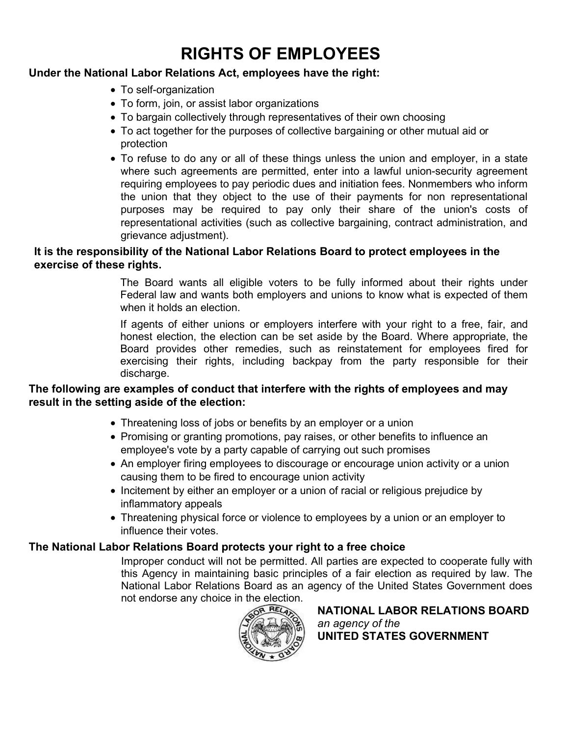# RIGHTS OF EMPLOYEES

**Under the National Labor Relations Act, employees have the right:**

- To self-organization
- To form, join, or assist labor organizations
- To bargain collectively through representatives of their own choosing
- To act together for the purposes of collective bargaining or other mutual aid or protection
- To refuse to do any or all of these things unless the union and employer, in a state where such agreements are permitted, enter into a lawful union-security agreement requiring employees to pay periodic dues and initiation fees. Nonmembers who inform the union that they object to the use of their payments for non representational purposes may be required to pay only their share of the union's costs of representational activities (such as collective bargaining, contract administration, and grievance adjustment).

**It is the responsibility of the National Labor Relations Board to protect employees in the exercise of these rights.**

The Board wants all eligible voters to be fully informed about their rights under Federal law and wants both employers and unions to know what is expected of them when it holds an election.

If agents of either unions or employers interfere with your right to a free, fair, and honest election, the election can be set aside by the Board. Where appropriate, the Board provides other remedies, such as reinstatement for employees fired for exercising their rights, including backpay from the party responsible for their discharge.

**The following are examples of conduct that interfere with the rights of employees and may result in the setting aside of the election:**

- Threatening loss of jobs or benefits by an employer or a union
- Promising or granting promotions, pay raises, or other benefits to influence an employee's vote by a party capable of carrying out such promises
- An employer firing employees to discourage or encourage union activity or a union causing them to be fired to encourage union activity
- Incitement by either an employer or a union of racial or religious prejudice by inflammatory appeals
- Threatening physical force or violence to employees by a union or an employer to influence their votes.

**The National Labor Relations Board protects your right to a free choice**

Improper conduct will not be permitted. All parties are expected to cooperate fully with this Agency in maintaining basic principles of a fair election as required by law. The National Labor Relations Board as an agency of the United States Government does not endorse any choice in the election.

**NATIONAL LABOR RELATIONS BOARD**
*an agency of the*
**UNITED STATES GOVERNMENT**